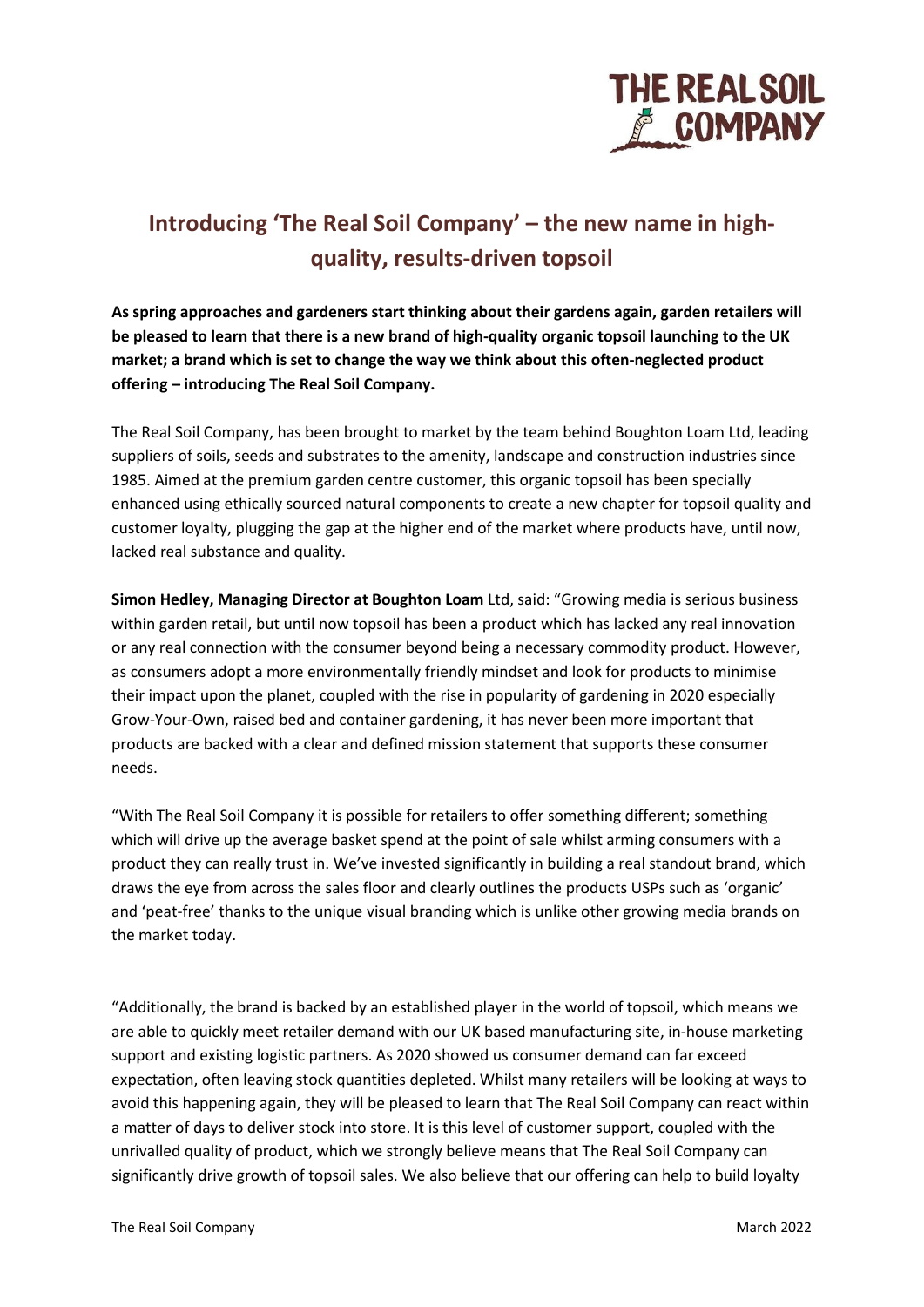# Introducing 'The Real Soil Company' – the new name in high-quality, results-driven topsoil

**As spring approaches and gardeners start thinking about their gardens again, garden retailers will be pleased to learn that there is a new brand of high-quality organic topsoil launching to the UK market; a brand which is set to change the way we think about this often-neglected product offering – introducing The Real Soil Company.**

The Real Soil Company, has been brought to market by the team behind Boughton Loam Ltd, leading suppliers of soils, seeds and substrates to the amenity, landscape and construction industries since 1985. Aimed at the premium garden centre customer, this organic topsoil has been specially enhanced using ethically sourced natural components to create a new chapter for topsoil quality and customer loyalty, plugging the gap at the higher end of the market where products have, until now, lacked real substance and quality.

**Simon Hedley, Managing Director at Boughton Loam** Ltd, said: "Growing media is serious business within garden retail, but until now topsoil has been a product which has lacked any real innovation or any real connection with the consumer beyond being a necessary commodity product. However, as consumers adopt a more environmentally friendly mindset and look for products to minimise their impact upon the planet, coupled with the rise in popularity of gardening in 2020 especially Grow-Your-Own, raised bed and container gardening, it has never been more important that products are backed with a clear and defined mission statement that supports these consumer needs.

"With The Real Soil Company it is possible for retailers to offer something different; something which will drive up the average basket spend at the point of sale whilst arming consumers with a product they can really trust in. We've invested significantly in building a real standout brand, which draws the eye from across the sales floor and clearly outlines the products USPs such as 'organic' and 'peat-free' thanks to the unique visual branding which is unlike other growing media brands on the market today.

"Additionally, the brand is backed by an established player in the world of topsoil, which means we are able to quickly meet retailer demand with our UK based manufacturing site, in-house marketing support and existing logistic partners. As 2020 showed us consumer demand can far exceed expectation, often leaving stock quantities depleted. Whilst many retailers will be looking at ways to avoid this happening again, they will be pleased to learn that The Real Soil Company can react within a matter of days to deliver stock into store. It is this level of customer support, coupled with the unrivalled quality of product, which we strongly believe means that The Real Soil Company can significantly drive growth of topsoil sales. We also believe that our offering can help to build loyalty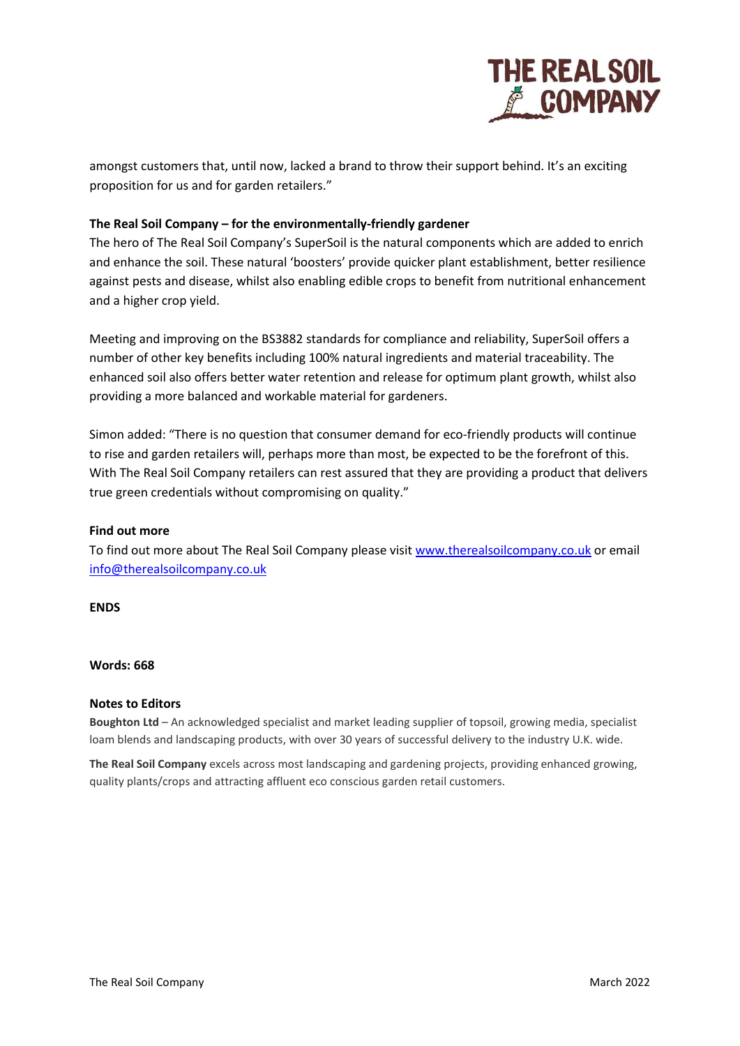amongst customers that, until now, lacked a brand to throw their support behind. It's an exciting proposition for us and for garden retailers."

**The Real Soil Company – for the environmentally-friendly gardener**

The hero of The Real Soil Company's SuperSoil is the natural components which are added to enrich and enhance the soil. These natural 'boosters' provide quicker plant establishment, better resilience against pests and disease, whilst also enabling edible crops to benefit from nutritional enhancement and a higher crop yield.

Meeting and improving on the BS3882 standards for compliance and reliability, SuperSoil offers a number of other key benefits including 100% natural ingredients and material traceability. The enhanced soil also offers better water retention and release for optimum plant growth, whilst also providing a more balanced and workable material for gardeners.

Simon added: "There is no question that consumer demand for eco-friendly products will continue to rise and garden retailers will, perhaps more than most, be expected to be the forefront of this. With The Real Soil Company retailers can rest assured that they are providing a product that delivers true green credentials without compromising on quality."

**Find out more**

To find out more about The Real Soil Company please visit [www.therealsoilcompany.co.uk](http://www.therealsoilcompany.co.uk) or email [info@therealsoilcompany.co.uk](mailto:info@therealsoilcompany.co.uk)

**ENDS**

**Words: 668**

**Notes to Editors**

**Boughton Ltd** – An acknowledged specialist and market leading supplier of topsoil, growing media, specialist loam blends and landscaping products, with over 30 years of successful delivery to the industry U.K. wide.

**The Real Soil Company** excels across most landscaping and gardening projects, providing enhanced growing, quality plants/crops and attracting affluent eco conscious garden retail customers.